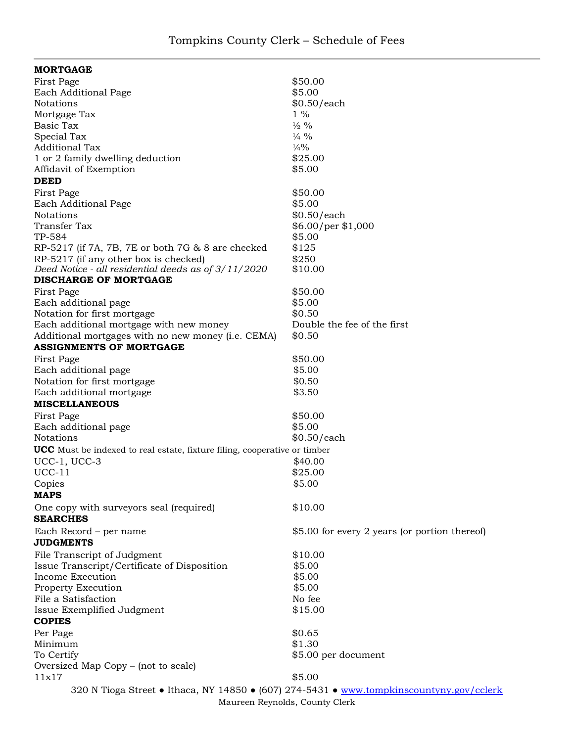# Tompkins County Clerk – Schedule of Fees

| **MORTGAGE** | |
|---|---|
| First Page | $50.00 |
| Each Additional Page | $5.00 |
| Notations | $0.50/each |
| Mortgage Tax | 1 % |
| Basic Tax | ½ % |
| Special Tax | ¼ % |
| Additional Tax | ¼% |
| 1 or 2 family dwelling deduction | $25.00 |
| Affidavit of Exemption | $5.00 |
| **DEED** | |
| First Page | $50.00 |
| Each Additional Page | $5.00 |
| Notations | $0.50/each |
| Transfer Tax | $6.00/per $1,000 |
| TP-584 | $5.00 |
| RP-5217 (if 7A, 7B, 7E or both 7G & 8 are checked | $125 |
| RP-5217 (if any other box is checked) | $250 |
| *Deed Notice - all residential deeds as of 3/11/2020* | $10.00 |
| **DISCHARGE OF MORTGAGE** | |
| First Page | $50.00 |
| Each additional page | $5.00 |
| Notation for first mortgage | $0.50 |
| Each additional mortgage with new money | Double the fee of the first |
| Additional mortgages with no new money (i.e. CEMA) | $0.50 |
| **ASSIGNMENTS OF MORTGAGE** | |
| First Page | $50.00 |
| Each additional page | $5.00 |
| Notation for first mortgage | $0.50 |
| Each additional mortgage | $3.50 |
| **MISCELLANEOUS** | |
| First Page | $50.00 |
| Each additional page | $5.00 |
| Notations | $0.50/each |
| **UCC** Must be indexed to real estate, fixture filing, cooperative or timber | |
| UCC-1, UCC-3 | $40.00 |
| UCC-11 | $25.00 |
| Copies | $5.00 |
| **MAPS** | |
| One copy with surveyors seal (required) | $10.00 |
| **SEARCHES** | |
| Each Record – per name | $5.00 for every 2 years (or portion thereof) |
| **JUDGMENTS** | |
| File Transcript of Judgment | $10.00 |
| Issue Transcript/Certificate of Disposition | $5.00 |
| Income Execution | $5.00 |
| Property Execution | $5.00 |
| File a Satisfaction | No fee |
| Issue Exemplified Judgment | $15.00 |
| **COPIES** | |
| Per Page | $0.65 |
| Minimum | $1.30 |
| To Certify | $5.00 per document |
| Oversized Map Copy – (not to scale) | |
| 11x17 | $5.00 |

320 N Tioga Street ● Ithaca, NY 14850 ● (607) 274-5431 ● www.tompkinscountyny.gov/cclerk

Maureen Reynolds, County Clerk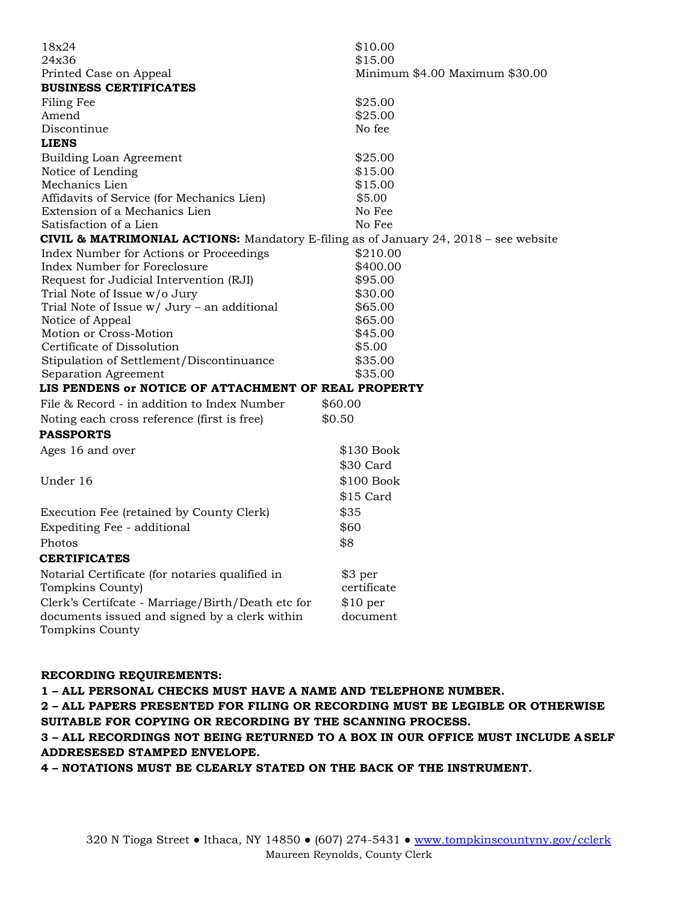| | |
|---|---|
| 18x24 | $10.00 |
| 24x36 | $15.00 |
| Printed Case on Appeal | Minimum $4.00 Maximum $30.00 |
| **BUSINESS CERTIFICATES** | |
| Filing Fee | $25.00 |
| Amend | $25.00 |
| Discontinue | No fee |
| **LIENS** | |
| Building Loan Agreement | $25.00 |
| Notice of Lending | $15.00 |
| Mechanics Lien | $15.00 |
| Affidavits of Service (for Mechanics Lien) | $5.00 |
| Extension of a Mechanics Lien | No Fee |
| Satisfaction of a Lien | No Fee |
| **CIVIL & MATRIMONIAL ACTIONS:** Mandatory E-filing as of January 24, 2018 – see website | |
| Index Number for Actions or Proceedings | $210.00 |
| Index Number for Foreclosure | $400.00 |
| Request for Judicial Intervention (RJI) | $95.00 |
| Trial Note of Issue w/o Jury | $30.00 |
| Trial Note of Issue w/ Jury – an additional | $65.00 |
| Notice of Appeal | $65.00 |
| Motion or Cross-Motion | $45.00 |
| Certificate of Dissolution | $5.00 |
| Stipulation of Settlement/Discontinuance | $35.00 |
| Separation Agreement | $35.00 |
| **LIS PENDENS or NOTICE OF ATTACHMENT OF REAL PROPERTY** | |
| File & Record - in addition to Index Number | $60.00 |
| Noting each cross reference (first is free) | $0.50 |
| **PASSPORTS** | |
| Ages 16 and over | $130 Book<br>$30 Card |
| Under 16 | $100 Book<br>$15 Card |
| Execution Fee (retained by County Clerk) | $35 |
| Expediting Fee - additional | $60 |
| Photos | $8 |
| **CERTIFICATES** | |
| Notarial Certificate (for notaries qualified in Tompkins County) | $3 per certificate |
| Clerk's Certifcate - Marriage/Birth/Death etc for documents issued and signed by a clerk within Tompkins County | $10 per document |

**RECORDING REQUIREMENTS:**

**1 – ALL PERSONAL CHECKS MUST HAVE A NAME AND TELEPHONE NUMBER.**

**2 – ALL PAPERS PRESENTED FOR FILING OR RECORDING MUST BE LEGIBLE OR OTHERWISE SUITABLE FOR COPYING OR RECORDING BY THE SCANNING PROCESS.**

**3 – ALL RECORDINGS NOT BEING RETURNED TO A BOX IN OUR OFFICE MUST INCLUDE A SELF ADDRESESED STAMPED ENVELOPE.**

**4 – NOTATIONS MUST BE CLEARLY STATED ON THE BACK OF THE INSTRUMENT.**

320 N Tioga Street ● Ithaca, NY 14850 ● (607) 274-5431 ● www.tompkinscountyny.gov/cclerk

Maureen Reynolds, County Clerk